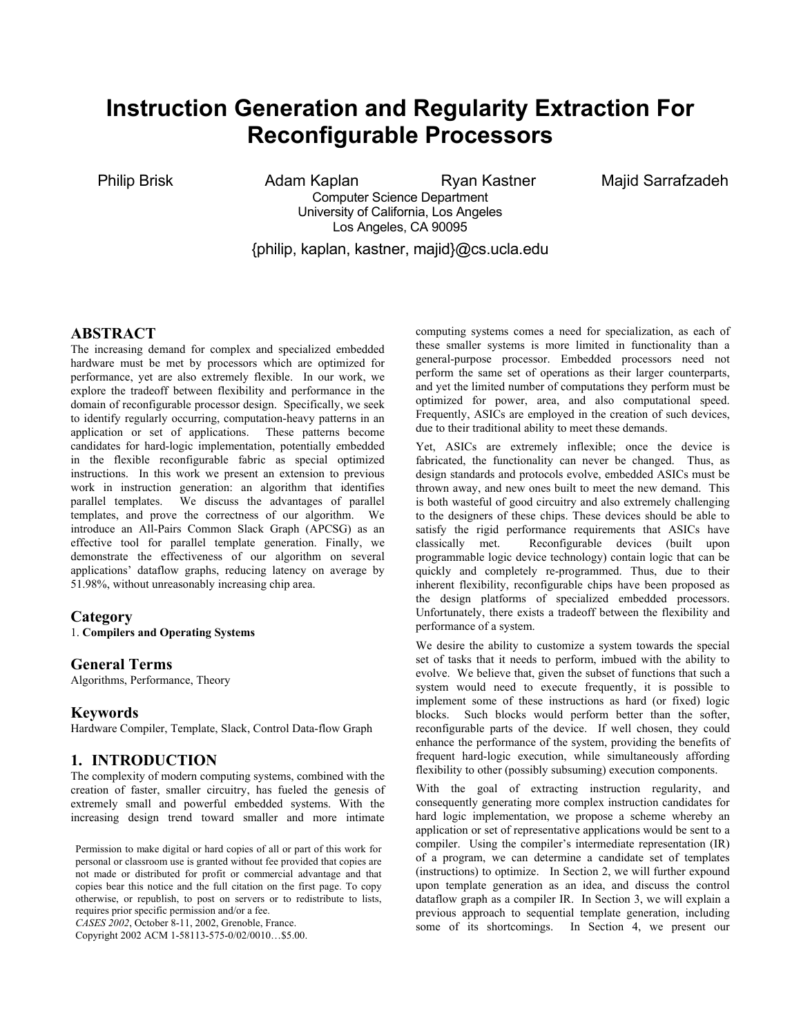# Instruction Generation and Regularity Extraction For Reconfigurable Processors

Philip Brisk Adam Kaplan Ryan Kastner Majid Sarrafzadeh

Computer Science Department
University of California, Los Angeles
Los Angeles, CA 90095

{philip, kaplan, kastner, majid}@cs.ucla.edu

## ABSTRACT

The increasing demand for complex and specialized embedded hardware must be met by processors which are optimized for performance, yet are also extremely flexible. In our work, we explore the tradeoff between flexibility and performance in the domain of reconfigurable processor design. Specifically, we seek to identify regularly occurring, computation-heavy patterns in an application or set of applications. These patterns become candidates for hard-logic implementation, potentially embedded in the flexible reconfigurable fabric as special optimized instructions. In this work we present an extension to previous work in instruction generation: an algorithm that identifies parallel templates. We discuss the advantages of parallel templates, and prove the correctness of our algorithm. We introduce an All-Pairs Common Slack Graph (APCSG) as an effective tool for parallel template generation. Finally, we demonstrate the effectiveness of our algorithm on several applications' dataflow graphs, reducing latency on average by 51.98%, without unreasonably increasing chip area.

## Category

1. **Compilers and Operating Systems**

## General Terms

Algorithms, Performance, Theory

## Keywords

Hardware Compiler, Template, Slack, Control Data-flow Graph

## 1. INTRODUCTION

The complexity of modern computing systems, combined with the creation of faster, smaller circuitry, has fueled the genesis of extremely small and powerful embedded systems. With the increasing design trend toward smaller and more intimate computing systems comes a need for specialization, as each of these smaller systems is more limited in functionality than a general-purpose processor. Embedded processors need not perform the same set of operations as their larger counterparts, and yet the limited number of computations they perform must be optimized for power, area, and also computational speed. Frequently, ASICs are employed in the creation of such devices, due to their traditional ability to meet these demands.

Yet, ASICs are extremely inflexible; once the device is fabricated, the functionality can never be changed. Thus, as design standards and protocols evolve, embedded ASICs must be thrown away, and new ones built to meet the new demand. This is both wasteful of good circuitry and also extremely challenging to the designers of these chips. These devices should be able to satisfy the rigid performance requirements that ASICs have classically met. Reconfigurable devices (built upon programmable logic device technology) contain logic that can be quickly and completely re-programmed. Thus, due to their inherent flexibility, reconfigurable chips have been proposed as the design platforms of specialized embedded processors. Unfortunately, there exists a tradeoff between the flexibility and performance of a system.

We desire the ability to customize a system towards the special set of tasks that it needs to perform, imbued with the ability to evolve. We believe that, given the subset of functions that such a system would need to execute frequently, it is possible to implement some of these instructions as hard (or fixed) logic blocks. Such blocks would perform better than the softer, reconfigurable parts of the device. If well chosen, they could enhance the performance of the system, providing the benefits of frequent hard-logic execution, while simultaneously affording flexibility to other (possibly subsuming) execution components.

With the goal of extracting instruction regularity, and consequently generating more complex instruction candidates for hard logic implementation, we propose a scheme whereby an application or set of representative applications would be sent to a compiler. Using the compiler's intermediate representation (IR) of a program, we can determine a candidate set of templates (instructions) to optimize. In Section 2, we will further expound upon template generation as an idea, and discuss the control dataflow graph as a compiler IR. In Section 3, we will explain a previous approach to sequential template generation, including some of its shortcomings. In Section 4, we present our

Permission to make digital or hard copies of all or part of this work for personal or classroom use is granted without fee provided that copies are not made or distributed for profit or commercial advantage and that copies bear this notice and the full citation on the first page. To copy otherwise, or republish, to post on servers or to redistribute to lists, requires prior specific permission and/or a fee.
*CASES 2002*, October 8-11, 2002, Grenoble, France.
Copyright 2002 ACM 1-58113-575-0/02/0010…$5.00.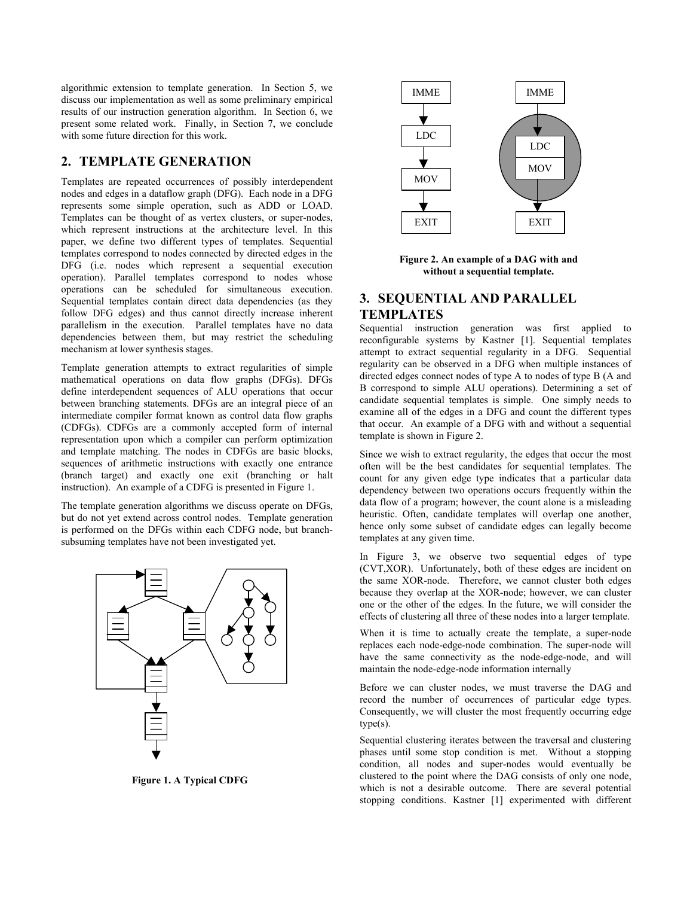algorithmic extension to template generation. In Section 5, we discuss our implementation as well as some preliminary empirical results of our instruction generation algorithm. In Section 6, we present some related work. Finally, in Section 7, we conclude with some future direction for this work.

## 2. TEMPLATE GENERATION

Templates are repeated occurrences of possibly interdependent nodes and edges in a dataflow graph (DFG). Each node in a DFG represents some simple operation, such as ADD or LOAD. Templates can be thought of as vertex clusters, or super-nodes, which represent instructions at the architecture level. In this paper, we define two different types of templates. Sequential templates correspond to nodes connected by directed edges in the DFG (i.e. nodes which represent a sequential execution operation). Parallel templates correspond to nodes whose operations can be scheduled for simultaneous execution. Sequential templates contain direct data dependencies (as they follow DFG edges) and thus cannot directly increase inherent parallelism in the execution. Parallel templates have no data dependencies between them, but may restrict the scheduling mechanism at lower synthesis stages.

Template generation attempts to extract regularities of simple mathematical operations on data flow graphs (DFGs). DFGs define interdependent sequences of ALU operations that occur between branching statements. DFGs are an integral piece of an intermediate compiler format known as control data flow graphs (CDFGs). CDFGs are a commonly accepted form of internal representation upon which a compiler can perform optimization and template matching. The nodes in CDFGs are basic blocks, sequences of arithmetic instructions with exactly one entrance (branch target) and exactly one exit (branching or halt instruction). An example of a CDFG is presented in Figure 1.

The template generation algorithms we discuss operate on DFGs, but do not yet extend across control nodes. Template generation is performed on the DFGs within each CDFG node, but branch-subsuming templates have not been investigated yet.

**Figure 1. A Typical CDFG**

IMME
LDC
MOV
EXIT

IMME
LDC
MOV
EXIT

**Figure 2. An example of a DAG with and without a sequential template.**

## 3. SEQUENTIAL AND PARALLEL TEMPLATES

Sequential instruction generation was first applied to reconfigurable systems by Kastner [1]. Sequential templates attempt to extract sequential regularity in a DFG. Sequential regularity can be observed in a DFG when multiple instances of directed edges connect nodes of type A to nodes of type B (A and B correspond to simple ALU operations). Determining a set of candidate sequential templates is simple. One simply needs to examine all of the edges in a DFG and count the different types that occur. An example of a DFG with and without a sequential template is shown in Figure 2.

Since we wish to extract regularity, the edges that occur the most often will be the best candidates for sequential templates. The count for any given edge type indicates that a particular data dependency between two operations occurs frequently within the data flow of a program; however, the count alone is a misleading heuristic. Often, candidate templates will overlap one another, hence only some subset of candidate edges can legally become templates at any given time.

In Figure 3, we observe two sequential edges of type (CVT,XOR). Unfortunately, both of these edges are incident on the same XOR-node. Therefore, we cannot cluster both edges because they overlap at the XOR-node; however, we can cluster one or the other of the edges. In the future, we will consider the effects of clustering all three of these nodes into a larger template.

When it is time to actually create the template, a super-node replaces each node-edge-node combination. The super-node will have the same connectivity as the node-edge-node, and will maintain the node-edge-node information internally

Before we can cluster nodes, we must traverse the DAG and record the number of occurrences of particular edge types. Consequently, we will cluster the most frequently occurring edge type(s).

Sequential clustering iterates between the traversal and clustering phases until some stop condition is met. Without a stopping condition, all nodes and super-nodes would eventually be clustered to the point where the DAG consists of only one node, which is not a desirable outcome. There are several potential stopping conditions. Kastner [1] experimented with different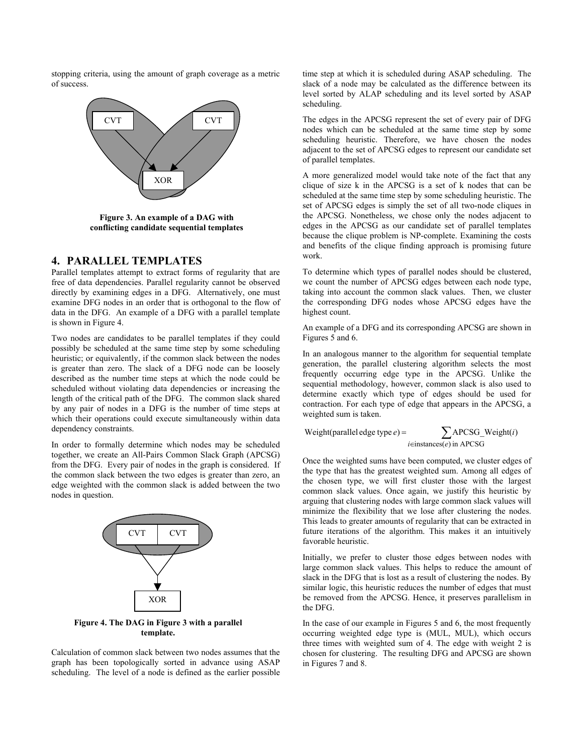stopping criteria, using the amount of graph coverage as a metric of success.

CVT

CVT

XOR

**Figure 3. An example of a DAG with conflicting candidate sequential templates**

## 4. PARALLEL TEMPLATES

Parallel templates attempt to extract forms of regularity that are free of data dependencies. Parallel regularity cannot be observed directly by examining edges in a DFG. Alternatively, one must examine DFG nodes in an order that is orthogonal to the flow of data in the DFG. An example of a DFG with a parallel template is shown in Figure 4.

Two nodes are candidates to be parallel templates if they could possibly be scheduled at the same time step by some scheduling heuristic; or equivalently, if the common slack between the nodes is greater than zero. The slack of a DFG node can be loosely described as the number time steps at which the node could be scheduled without violating data dependencies or increasing the length of the critical path of the DFG. The common slack shared by any pair of nodes in a DFG is the number of time steps at which their operations could execute simultaneously within data dependency constraints.

In order to formally determine which nodes may be scheduled together, we create an All-Pairs Common Slack Graph (APCSG) from the DFG. Every pair of nodes in the graph is considered. If the common slack between the two edges is greater than zero, an edge weighted with the common slack is added between the two nodes in question.

CVT CVT

XOR

**Figure 4. The DAG in Figure 3 with a parallel template.**

Calculation of common slack between two nodes assumes that the graph has been topologically sorted in advance using ASAP scheduling. The level of a node is defined as the earlier possible time step at which it is scheduled during ASAP scheduling. The slack of a node may be calculated as the difference between its level sorted by ALAP scheduling and its level sorted by ASAP scheduling.

The edges in the APCSG represent the set of every pair of DFG nodes which can be scheduled at the same time step by some scheduling heuristic. Therefore, we have chosen the nodes adjacent to the set of APCSG edges to represent our candidate set of parallel templates.

A more generalized model would take note of the fact that any clique of size k in the APCSG is a set of k nodes that can be scheduled at the same time step by some scheduling heuristic. The set of APCSG edges is simply the set of all two-node cliques in the APCSG. Nonetheless, we chose only the nodes adjacent to edges in the APCSG as our candidate set of parallel templates because the clique problem is NP-complete. Examining the costs and benefits of the clique finding approach is promising future work.

To determine which types of parallel nodes should be clustered, we count the number of APCSG edges between each node type, taking into account the common slack values. Then, we cluster the corresponding DFG nodes whose APCSG edges have the highest count.

An example of a DFG and its corresponding APCSG are shown in Figures 5 and 6.

In an analogous manner to the algorithm for sequential template generation, the parallel clustering algorithm selects the most frequently occurring edge type in the APCSG. Unlike the sequential methodology, however, common slack is also used to determine exactly which type of edges should be used for contraction. For each type of edge that appears in the APCSG, a weighted sum is taken.

$$\text{Weight(parallel edge type } e) = \sum_{i \in \text{instances}(e) \text{ in APCSG}} \text{APCSG\_Weight}(i)$$

Once the weighted sums have been computed, we cluster edges of the type that has the greatest weighted sum. Among all edges of the chosen type, we will first cluster those with the largest common slack values. Once again, we justify this heuristic by arguing that clustering nodes with large common slack values will minimize the flexibility that we lose after clustering the nodes. This leads to greater amounts of regularity that can be extracted in future iterations of the algorithm. This makes it an intuitively favorable heuristic.

Initially, we prefer to cluster those edges between nodes with large common slack values. This helps to reduce the amount of slack in the DFG that is lost as a result of clustering the nodes. By similar logic, this heuristic reduces the number of edges that must be removed from the APCSG. Hence, it preserves parallelism in the DFG.

In the case of our example in Figures 5 and 6, the most frequently occurring weighted edge type is (MUL, MUL), which occurs three times with weighted sum of 4. The edge with weight 2 is chosen for clustering. The resulting DFG and APCSG are shown in Figures 7 and 8.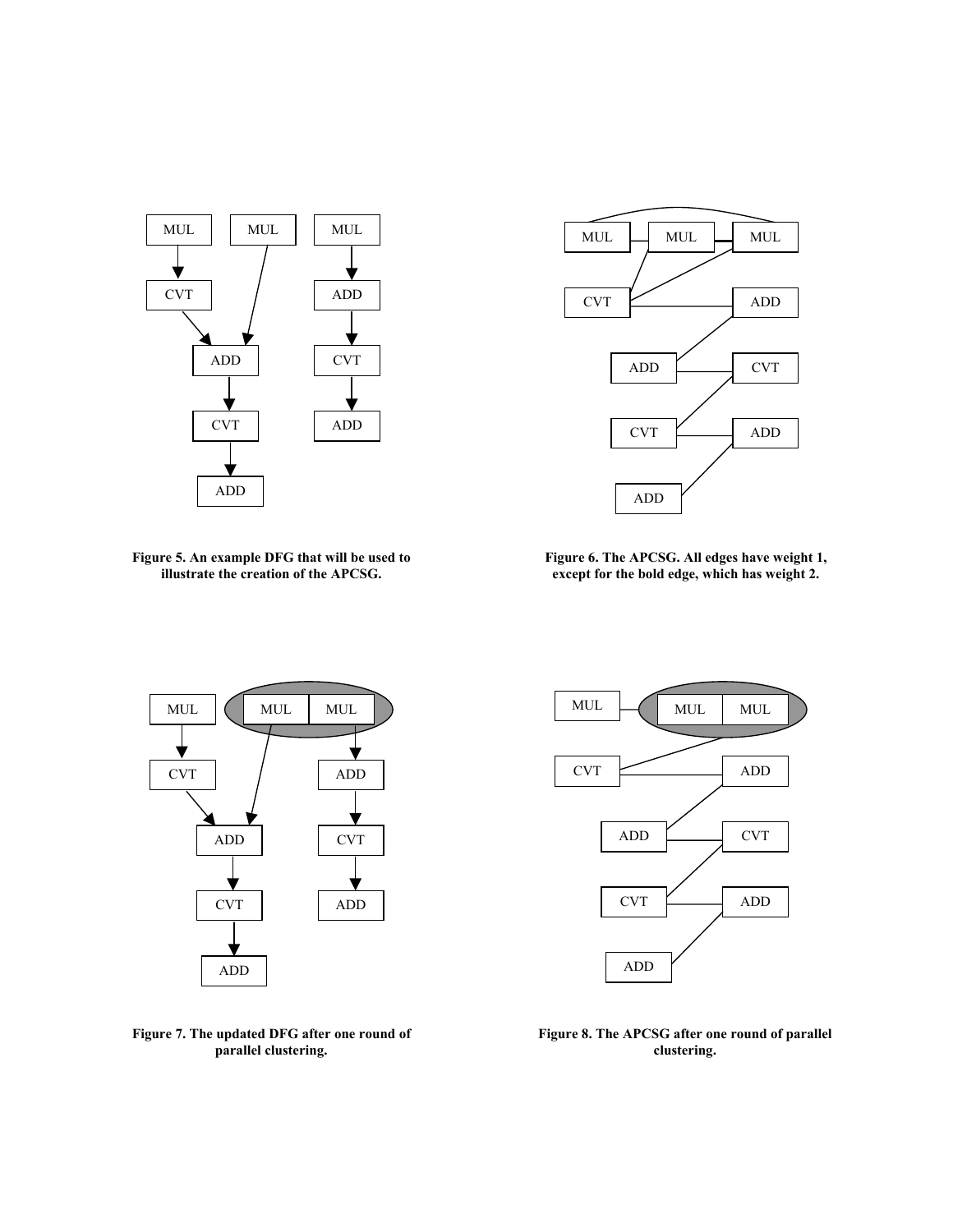Figure 5. An example DFG that will be used to illustrate the creation of the APCSG.

Figure 6. The APCSG. All edges have weight 1, except for the bold edge, which has weight 2.

Figure 7. The updated DFG after one round of parallel clustering.

Figure 8. The APCSG after one round of parallel clustering.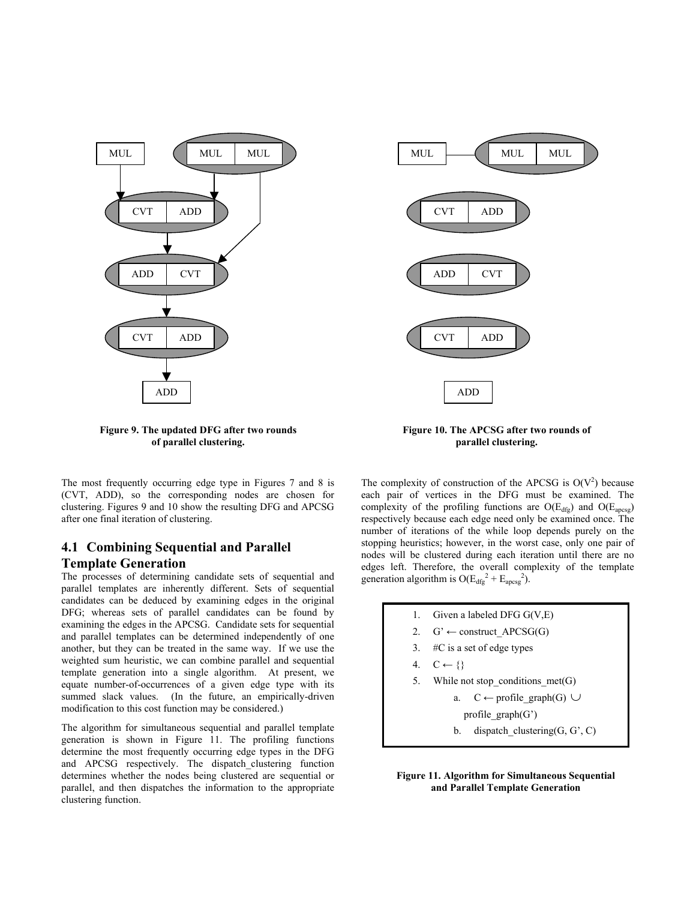Figure 9. The updated DFG after two rounds of parallel clustering.

Figure 10. The APCSG after two rounds of parallel clustering.

The most frequently occurring edge type in Figures 7 and 8 is (CVT, ADD), so the corresponding nodes are chosen for clustering. Figures 9 and 10 show the resulting DFG and APCSG after one final iteration of clustering.

## 4.1 Combining Sequential and Parallel Template Generation

The processes of determining candidate sets of sequential and parallel templates are inherently different. Sets of sequential candidates can be deduced by examining edges in the original DFG; whereas sets of parallel candidates can be found by examining the edges in the APCSG. Candidate sets for sequential and parallel templates can be determined independently of one another, but they can be treated in the same way. If we use the weighted sum heuristic, we can combine parallel and sequential template generation into a single algorithm. At present, we equate number-of-occurrences of a given edge type with its summed slack values. (In the future, an empirically-driven modification to this cost function may be considered.)

The algorithm for simultaneous sequential and parallel template generation is shown in Figure 11. The profiling functions determine the most frequently occurring edge types in the DFG and APCSG respectively. The dispatch_clustering function determines whether the nodes being clustered are sequential or parallel, and then dispatches the information to the appropriate clustering function.

The complexity of construction of the APCSG is $O(V^2)$ because each pair of vertices in the DFG must be examined. The complexity of the profiling functions are $O(E_{dfg})$ and $O(E_{apcsg})$ respectively because each edge need only be examined once. The number of iterations of the while loop depends purely on the stopping heuristics; however, in the worst case, only one pair of nodes will be clustered during each iteration until there are no edges left. Therefore, the overall complexity of the template generation algorithm is $O(E_{dfg}^2 + E_{apcsg}^2)$.

```
1. Given a labeled DFG G(V,E)
2. G' ← construct_APCSG(G)
3. #C is a set of edge types
4. C ← {}
5. While not stop_conditions_met(G)
      a. C ← profile_graph(G) ∪ profile_graph(G')
      b. dispatch_clustering(G, G', C)
```

**Figure 11. Algorithm for Simultaneous Sequential and Parallel Template Generation**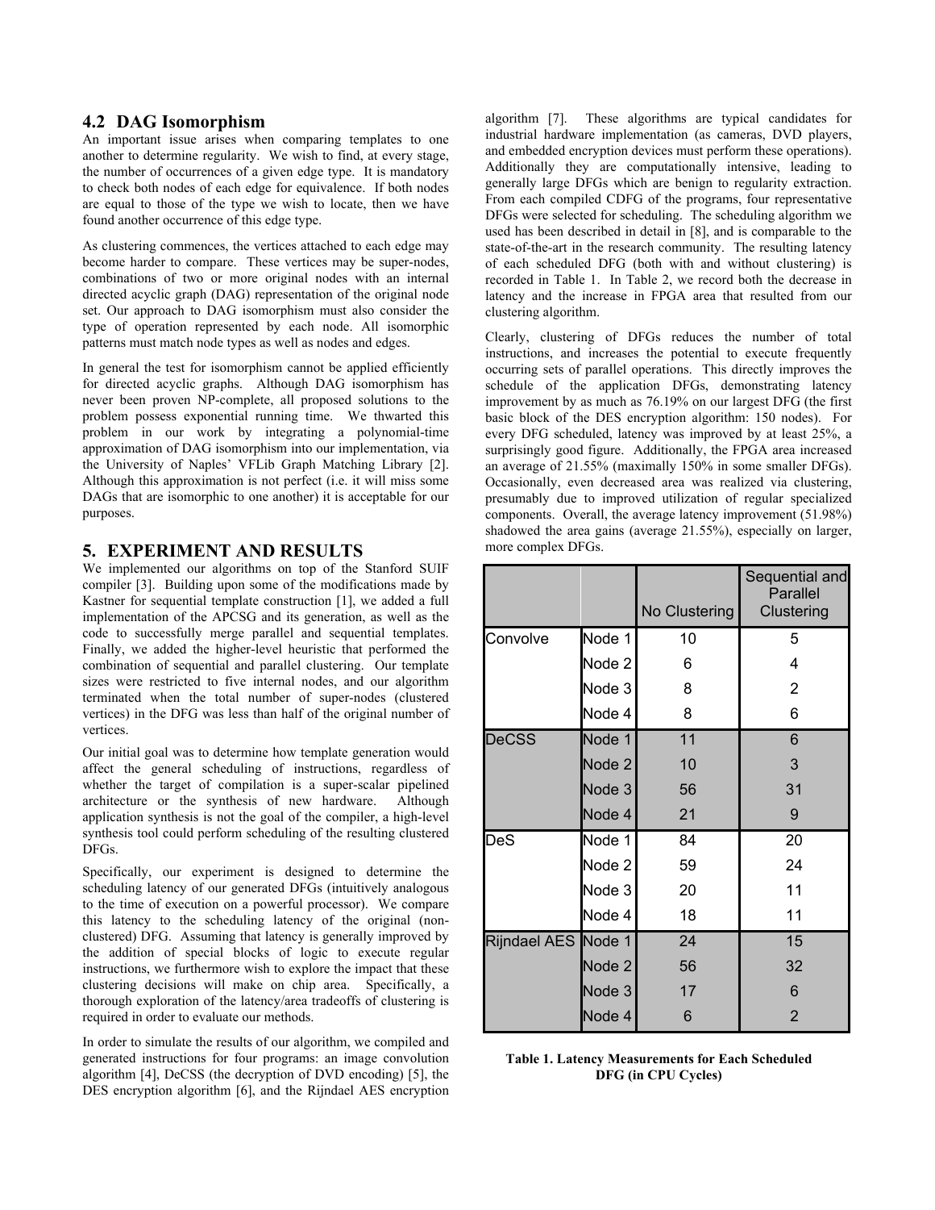## 4.2 DAG Isomorphism

An important issue arises when comparing templates to one another to determine regularity. We wish to find, at every stage, the number of occurrences of a given edge type. It is mandatory to check both nodes of each edge for equivalence. If both nodes are equal to those of the type we wish to locate, then we have found another occurrence of this edge type.

As clustering commences, the vertices attached to each edge may become harder to compare. These vertices may be super-nodes, combinations of two or more original nodes with an internal directed acyclic graph (DAG) representation of the original node set. Our approach to DAG isomorphism must also consider the type of operation represented by each node. All isomorphic patterns must match node types as well as nodes and edges.

In general the test for isomorphism cannot be applied efficiently for directed acyclic graphs. Although DAG isomorphism has never been proven NP-complete, all proposed solutions to the problem possess exponential running time. We thwarted this problem in our work by integrating a polynomial-time approximation of DAG isomorphism into our implementation, via the University of Naples' VFLib Graph Matching Library [2]. Although this approximation is not perfect (i.e. it will miss some DAGs that are isomorphic to one another) it is acceptable for our purposes.

# 5. EXPERIMENT AND RESULTS

We implemented our algorithms on top of the Stanford SUIF compiler [3]. Building upon some of the modifications made by Kastner for sequential template construction [1], we added a full implementation of the APCSG and its generation, as well as the code to successfully merge parallel and sequential templates. Finally, we added the higher-level heuristic that performed the combination of sequential and parallel clustering. Our template sizes were restricted to five internal nodes, and our algorithm terminated when the total number of super-nodes (clustered vertices) in the DFG was less than half of the original number of vertices.

Our initial goal was to determine how template generation would affect the general scheduling of instructions, regardless of whether the target of compilation is a super-scalar pipelined architecture or the synthesis of new hardware. Although application synthesis is not the goal of the compiler, a high-level synthesis tool could perform scheduling of the resulting clustered DFGs.

Specifically, our experiment is designed to determine the scheduling latency of our generated DFGs (intuitively analogous to the time of execution on a powerful processor). We compare this latency to the scheduling latency of the original (non-clustered) DFG. Assuming that latency is generally improved by the addition of special blocks of logic to execute regular instructions, we furthermore wish to explore the impact that these clustering decisions will make on chip area. Specifically, a thorough exploration of the latency/area tradeoffs of clustering is required in order to evaluate our methods.

In order to simulate the results of our algorithm, we compiled and generated instructions for four programs: an image convolution algorithm [4], DeCSS (the decryption of DVD encoding) [5], the DES encryption algorithm [6], and the Rijndael AES encryption algorithm [7]. These algorithms are typical candidates for industrial hardware implementation (as cameras, DVD players, and embedded encryption devices must perform these operations). Additionally they are computationally intensive, leading to generally large DFGs which are benign to regularity extraction. From each compiled CDFG of the programs, four representative DFGs were selected for scheduling. The scheduling algorithm we used has been described in detail in [8], and is comparable to the state-of-the-art in the research community. The resulting latency of each scheduled DFG (both with and without clustering) is recorded in Table 1. In Table 2, we record both the decrease in latency and the increase in FPGA area that resulted from our clustering algorithm.

Clearly, clustering of DFGs reduces the number of total instructions, and increases the potential to execute frequently occurring sets of parallel operations. This directly improves the schedule of the application DFGs, demonstrating latency improvement by as much as 76.19% on our largest DFG (the first basic block of the DES encryption algorithm: 150 nodes). For every DFG scheduled, latency was improved by at least 25%, a surprisingly good figure. Additionally, the FPGA area increased an average of 21.55% (maximally 150% in some smaller DFGs). Occasionally, even decreased area was realized via clustering, presumably due to improved utilization of regular specialized components. Overall, the average latency improvement (51.98%) shadowed the area gains (average 21.55%), especially on larger, more complex DFGs.

| | | No Clustering | Sequential and Parallel Clustering |
|---|---|---|---|
| Convolve | Node 1 | 10 | 5 |
| | Node 2 | 6 | 4 |
| | Node 3 | 8 | 2 |
| | Node 4 | 8 | 6 |
| DeCSS | Node 1 | 11 | 6 |
| | Node 2 | 10 | 3 |
| | Node 3 | 56 | 31 |
| | Node 4 | 21 | 9 |
| DeS | Node 1 | 84 | 20 |
| | Node 2 | 59 | 24 |
| | Node 3 | 20 | 11 |
| | Node 4 | 18 | 11 |
| Rijndael AES | Node 1 | 24 | 15 |
| | Node 2 | 56 | 32 |
| | Node 3 | 17 | 6 |
| | Node 4 | 6 | 2 |

**Table 1. Latency Measurements for Each Scheduled DFG (in CPU Cycles)**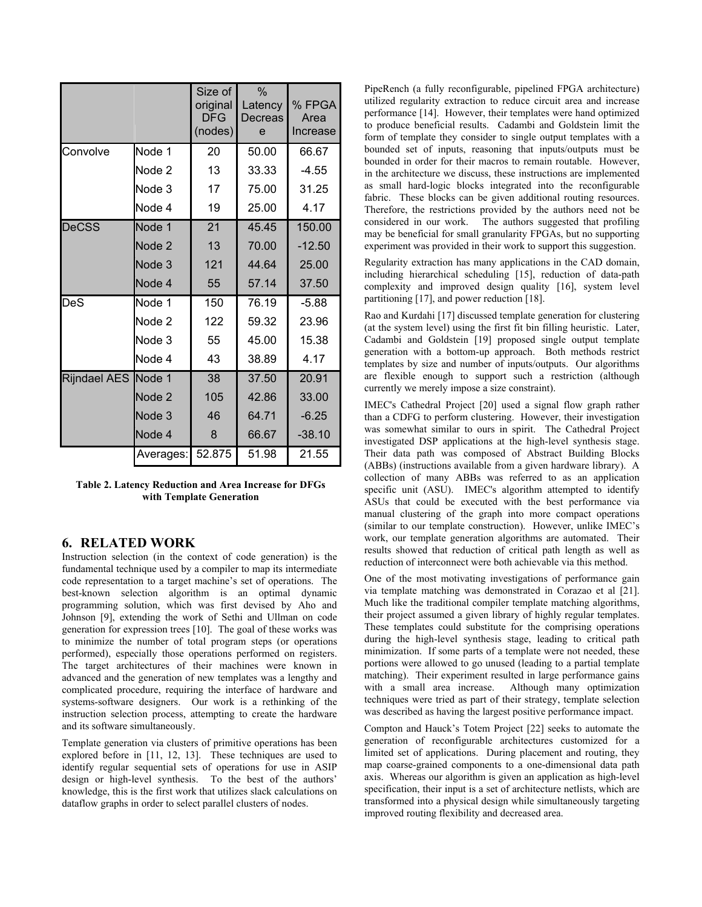| | | Size of original DFG (nodes) | % Latency Decrease | % FPGA Area Increase |
|---|---|---|---|---|
| Convolve | Node 1 | 20 | 50.00 | 66.67 |
| | Node 2 | 13 | 33.33 | -4.55 |
| | Node 3 | 17 | 75.00 | 31.25 |
| | Node 4 | 19 | 25.00 | 4.17 |
| DeCSS | Node 1 | 21 | 45.45 | 150.00 |
| | Node 2 | 13 | 70.00 | -12.50 |
| | Node 3 | 121 | 44.64 | 25.00 |
| | Node 4 | 55 | 57.14 | 37.50 |
| DeS | Node 1 | 150 | 76.19 | -5.88 |
| | Node 2 | 122 | 59.32 | 23.96 |
| | Node 3 | 55 | 45.00 | 15.38 |
| | Node 4 | 43 | 38.89 | 4.17 |
| Rijndael AES | Node 1 | 38 | 37.50 | 20.91 |
| | Node 2 | 105 | 42.86 | 33.00 |
| | Node 3 | 46 | 64.71 | -6.25 |
| | Node 4 | 8 | 66.67 | -38.10 |
| | Averages: | 52.875 | 51.98 | 21.55 |

**Table 2. Latency Reduction and Area Increase for DFGs with Template Generation**

## 6. RELATED WORK

Instruction selection (in the context of code generation) is the fundamental technique used by a compiler to map its intermediate code representation to a target machine's set of operations. The best-known selection algorithm is an optimal dynamic programming solution, which was first devised by Aho and Johnson [9], extending the work of Sethi and Ullman on code generation for expression trees [10]. The goal of these works was to minimize the number of total program steps (or operations performed), especially those operations performed on registers. The target architectures of their machines were known in advanced and the generation of new templates was a lengthy and complicated procedure, requiring the interface of hardware and systems-software designers. Our work is a rethinking of the instruction selection process, attempting to create the hardware and its software simultaneously.

Template generation via clusters of primitive operations has been explored before in [11, 12, 13]. These techniques are used to identify regular sequential sets of operations for use in ASIP design or high-level synthesis. To the best of the authors' knowledge, this is the first work that utilizes slack calculations on dataflow graphs in order to select parallel clusters of nodes.

PipeRench (a fully reconfigurable, pipelined FPGA architecture) utilized regularity extraction to reduce circuit area and increase performance [14]. However, their templates were hand optimized to produce beneficial results. Cadambi and Goldstein limit the form of template they consider to single output templates with a bounded set of inputs, reasoning that inputs/outputs must be bounded in order for their macros to remain routable. However, in the architecture we discuss, these instructions are implemented as small hard-logic blocks integrated into the reconfigurable fabric. These blocks can be given additional routing resources. Therefore, the restrictions provided by the authors need not be considered in our work. The authors suggested that profiling may be beneficial for small granularity FPGAs, but no supporting experiment was provided in their work to support this suggestion.

Regularity extraction has many applications in the CAD domain, including hierarchical scheduling [15], reduction of data-path complexity and improved design quality [16], system level partitioning [17], and power reduction [18].

Rao and Kurdahi [17] discussed template generation for clustering (at the system level) using the first fit bin filling heuristic. Later, Cadambi and Goldstein [19] proposed single output template generation with a bottom-up approach. Both methods restrict templates by size and number of inputs/outputs. Our algorithms are flexible enough to support such a restriction (although currently we merely impose a size constraint).

IMEC's Cathedral Project [20] used a signal flow graph rather than a CDFG to perform clustering. However, their investigation was somewhat similar to ours in spirit. The Cathedral Project investigated DSP applications at the high-level synthesis stage. Their data path was composed of Abstract Building Blocks (ABBs) (instructions available from a given hardware library). A collection of many ABBs was referred to as an application specific unit (ASU). IMEC's algorithm attempted to identify ASUs that could be executed with the best performance via manual clustering of the graph into more compact operations (similar to our template construction). However, unlike IMEC's work, our template generation algorithms are automated. Their results showed that reduction of critical path length as well as reduction of interconnect were both achievable via this method.

One of the most motivating investigations of performance gain via template matching was demonstrated in Corazao et al [21]. Much like the traditional compiler template matching algorithms, their project assumed a given library of highly regular templates. These templates could substitute for the comprising operations during the high-level synthesis stage, leading to critical path minimization. If some parts of a template were not needed, these portions were allowed to go unused (leading to a partial template matching). Their experiment resulted in large performance gains with a small area increase. Although many optimization techniques were tried as part of their strategy, template selection was described as having the largest positive performance impact.

Compton and Hauck's Totem Project [22] seeks to automate the generation of reconfigurable architectures customized for a limited set of applications. During placement and routing, they map coarse-grained components to a one-dimensional data path axis. Whereas our algorithm is given an application as high-level specification, their input is a set of architecture netlists, which are transformed into a physical design while simultaneously targeting improved routing flexibility and decreased area.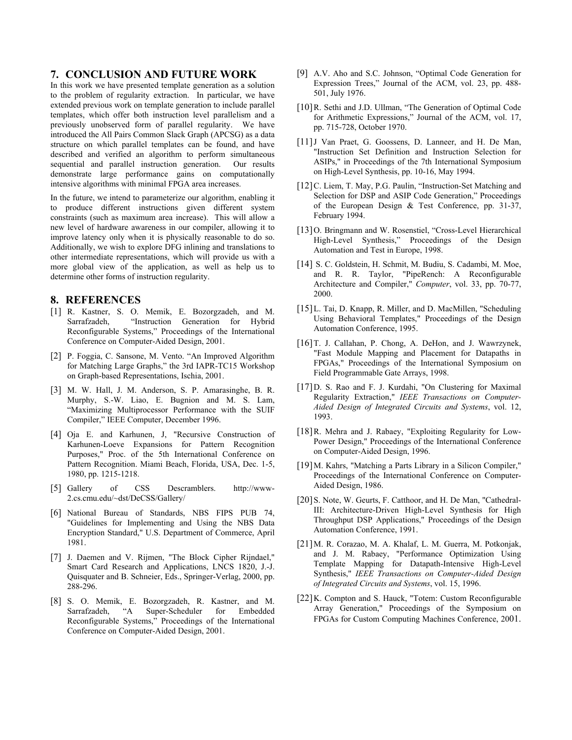## 7. CONCLUSION AND FUTURE WORK

In this work we have presented template generation as a solution to the problem of regularity extraction. In particular, we have extended previous work on template generation to include parallel templates, which offer both instruction level parallelism and a previously unobserved form of parallel regularity. We have introduced the All Pairs Common Slack Graph (APCSG) as a data structure on which parallel templates can be found, and have described and verified an algorithm to perform simultaneous sequential and parallel instruction generation. Our results demonstrate large performance gains on computationally intensive algorithms with minimal FPGA area increases.

In the future, we intend to parameterize our algorithm, enabling it to produce different instructions given different system constraints (such as maximum area increase). This will allow a new level of hardware awareness in our compiler, allowing it to improve latency only when it is physically reasonable to do so. Additionally, we wish to explore DFG inlining and translations to other intermediate representations, which will provide us with a more global view of the application, as well as help us to determine other forms of instruction regularity.

## 8. REFERENCES

[1] R. Kastner, S. O. Memik, E. Bozorgzadeh, and M. Sarrafzadeh, “Instruction Generation for Hybrid Reconfigurable Systems,” Proceedings of the International Conference on Computer-Aided Design, 2001.

[2] P. Foggia, C. Sansone, M. Vento. “An Improved Algorithm for Matching Large Graphs,” the 3rd IAPR-TC15 Workshop on Graph-based Representations, Ischia, 2001.

[3] M. W. Hall, J. M. Anderson, S. P. Amarasinghe, B. R. Murphy, S.-W. Liao, E. Bugnion and M. S. Lam, “Maximizing Multiprocessor Performance with the SUIF Compiler,” IEEE Computer, December 1996.

[4] Oja E. and Karhunen, J, "Recursive Construction of Karhunen-Loeve Expansions for Pattern Recognition Purposes," Proc. of the 5th International Conference on Pattern Recognition. Miami Beach, Florida, USA, Dec. 1-5, 1980, pp. 1215-1218.

[5] Gallery of CSS Descramblers. http://www-2.cs.cmu.edu/~dst/DeCSS/Gallery/

[6] National Bureau of Standards, NBS FIPS PUB 74, "Guidelines for Implementing and Using the NBS Data Encryption Standard," U.S. Department of Commerce, April 1981.

[7] J. Daemen and V. Rijmen, "The Block Cipher Rijndael," Smart Card Research and Applications, LNCS 1820, J.-J. Quisquater and B. Schneier, Eds., Springer-Verlag, 2000, pp. 288-296.

[8] S. O. Memik, E. Bozorgzadeh, R. Kastner, and M. Sarrafzadeh, “A Super-Scheduler for Embedded Reconfigurable Systems,” Proceedings of the International Conference on Computer-Aided Design, 2001.

[9] A.V. Aho and S.C. Johnson, “Optimal Code Generation for Expression Trees,” Journal of the ACM, vol. 23, pp. 488-501, July 1976.

[10] R. Sethi and J.D. Ullman, “The Generation of Optimal Code for Arithmetic Expressions,” Journal of the ACM, vol. 17, pp. 715-728, October 1970.

[11] J Van Praet, G. Goossens, D. Lanneer, and H. De Man, "Instruction Set Definition and Instruction Selection for ASIPs," in Proceedings of the 7th International Symposium on High-Level Synthesis, pp. 10-16, May 1994.

[12] C. Liem, T. May, P.G. Paulin, “Instruction-Set Matching and Selection for DSP and ASIP Code Generation,” Proceedings of the European Design & Test Conference, pp. 31-37, February 1994.

[13] O. Bringmann and W. Rosenstiel, “Cross-Level Hierarchical High-Level Synthesis,” Proceedings of the Design Automation and Test in Europe, 1998.

[14] S. C. Goldstein, H. Schmit, M. Budiu, S. Cadambi, M. Moe, and R. R. Taylor, "PipeRench: A Reconfigurable Architecture and Compiler," *Computer*, vol. 33, pp. 70-77, 2000.

[15] L. Tai, D. Knapp, R. Miller, and D. MacMillen, "Scheduling Using Behavioral Templates," Proceedings of the Design Automation Conference, 1995.

[16] T. J. Callahan, P. Chong, A. DeHon, and J. Wawrzynek, "Fast Module Mapping and Placement for Datapaths in FPGAs," Proceedings of the International Symposium on Field Programmable Gate Arrays, 1998.

[17] D. S. Rao and F. J. Kurdahi, "On Clustering for Maximal Regularity Extraction," *IEEE Transactions on Computer-Aided Design of Integrated Circuits and Systems*, vol. 12, 1993.

[18] R. Mehra and J. Rabaey, "Exploiting Regularity for Low-Power Design," Proceedings of the International Conference on Computer-Aided Design, 1996.

[19] M. Kahrs, "Matching a Parts Library in a Silicon Compiler," Proceedings of the International Conference on Computer-Aided Design, 1986.

[20] S. Note, W. Geurts, F. Catthoor, and H. De Man, "Cathedral-III: Architecture-Driven High-Level Synthesis for High Throughput DSP Applications," Proceedings of the Design Automation Conference, 1991.

[21] M. R. Corazao, M. A. Khalaf, L. M. Guerra, M. Potkonjak, and J. M. Rabaey, "Performance Optimization Using Template Mapping for Datapath-Intensive High-Level Synthesis," *IEEE Transactions on Computer-Aided Design of Integrated Circuits and Systems*, vol. 15, 1996.

[22] K. Compton and S. Hauck, "Totem: Custom Reconfigurable Array Generation," Proceedings of the Symposium on FPGAs for Custom Computing Machines Conference, 2001.